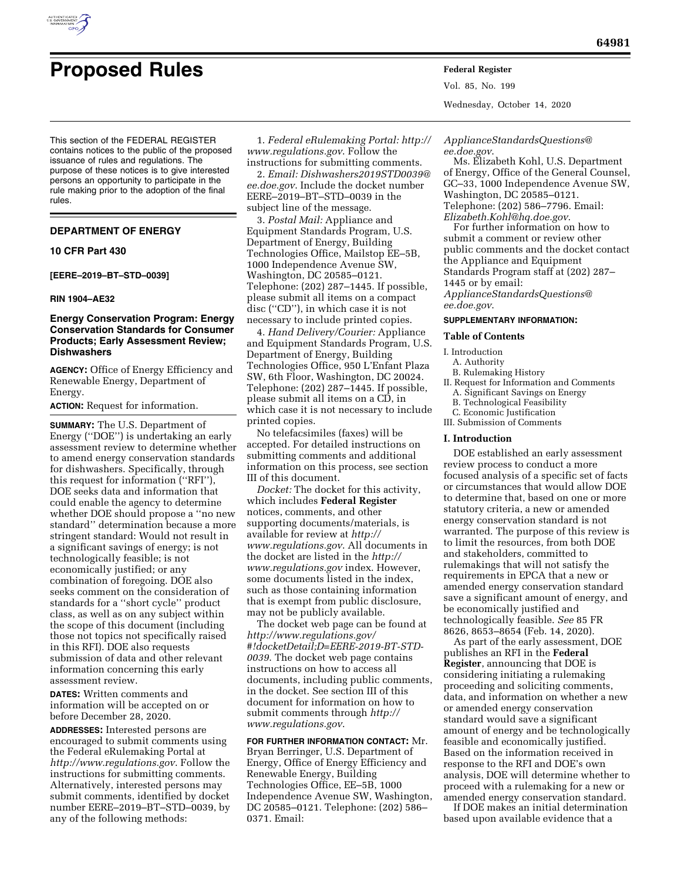# Proposed Rules

This section of the FEDERAL REGISTER contains notices to the public of the proposed issuance of rules and regulations. The purpose of these notices is to give interested persons an opportunity to participate in the rule making prior to the adoption of the final rules.

## DEPARTMENT OF ENERGY

### 10 CFR Part 430

**[EERE–2019–BT–STD–0039]**

**RIN 1904–AE32**

### Energy Conservation Program: Energy Conservation Standards for Consumer Products; Early Assessment Review; Dishwashers

**AGENCY:** Office of Energy Efficiency and Renewable Energy, Department of Energy.

**ACTION:** Request for information.

**SUMMARY:** The U.S. Department of Energy (''DOE'') is undertaking an early assessment review to determine whether to amend energy conservation standards for dishwashers. Specifically, through this request for information (''RFI''), DOE seeks data and information that could enable the agency to determine whether DOE should propose a ''no new standard'' determination because a more stringent standard: Would not result in a significant savings of energy; is not technologically feasible; is not economically justified; or any combination of foregoing. DOE also seeks comment on the consideration of standards for a ''short cycle'' product class, as well as on any subject within the scope of this document (including those not topics not specifically raised in this RFI). DOE also requests submission of data and other relevant information concerning this early assessment review.

**DATES:** Written comments and information will be accepted on or before December 28, 2020.

**ADDRESSES:** Interested persons are encouraged to submit comments using the Federal eRulemaking Portal at *http://www.regulations.gov*. Follow the instructions for submitting comments. Alternatively, interested persons may submit comments, identified by docket number EERE–2019–BT–STD–0039, by any of the following methods:

1. *Federal eRulemaking Portal: http://www.regulations.gov*. Follow the instructions for submitting comments.
2. *Email: Dishwashers2019STD0039@ee.doe.gov*. Include the docket number EERE–2019–BT–STD–0039 in the subject line of the message.
3. *Postal Mail:* Appliance and Equipment Standards Program, U.S. Department of Energy, Building Technologies Office, Mailstop EE–5B, 1000 Independence Avenue SW, Washington, DC 20585–0121. Telephone: (202) 287–1445. If possible, please submit all items on a compact disc (''CD''), in which case it is not necessary to include printed copies.
4. *Hand Delivery/Courier:* Appliance and Equipment Standards Program, U.S. Department of Energy, Building Technologies Office, 950 L'Enfant Plaza SW, 6th Floor, Washington, DC 20024. Telephone: (202) 287–1445. If possible, please submit all items on a CD, in which case it is not necessary to include printed copies.

No telefacsimiles (faxes) will be accepted. For detailed instructions on submitting comments and additional information on this process, see section III of this document.

*Docket:* The docket for this activity, which includes **Federal Register** notices, comments, and other supporting documents/materials, is available for review at *http://www.regulations.gov*. All documents in the docket are listed in the *http://www.regulations.gov* index. However, some documents listed in the index, such as those containing information that is exempt from public disclosure, may not be publicly available.

The docket web page can be found at *http://www.regulations.gov/#!docketDetail;D=EERE-2019-BT-STD-0039*. The docket web page contains instructions on how to access all documents, including public comments, in the docket. See section III of this document for information on how to submit comments through *http://www.regulations.gov*.

**FOR FURTHER INFORMATION CONTACT:** Mr. Bryan Berringer, U.S. Department of Energy, Office of Energy Efficiency and Renewable Energy, Building Technologies Office, EE–5B, 1000 Independence Avenue SW, Washington, DC 20585–0121. Telephone: (202) 586–0371. Email: *ApplianceStandardsQuestions@ee.doe.gov*.

Ms. Elizabeth Kohl, U.S. Department of Energy, Office of the General Counsel, GC–33, 1000 Independence Avenue SW, Washington, DC 20585–0121. Telephone: (202) 586–7796. Email: *Elizabeth.Kohl@hq.doe.gov*.

For further information on how to submit a comment or review other public comments and the docket contact the Appliance and Equipment Standards Program staff at (202) 287–1445 or by email: *ApplianceStandardsQuestions@ee.doe.gov*.

**SUPPLEMENTARY INFORMATION:**

**Table of Contents**

I. Introduction
  A. Authority
  B. Rulemaking History
II. Request for Information and Comments
  A. Significant Savings on Energy
  B. Technological Feasibility
  C. Economic Justification
III. Submission of Comments

## I. Introduction

DOE established an early assessment review process to conduct a more focused analysis of a specific set of facts or circumstances that would allow DOE to determine that, based on one or more statutory criteria, a new or amended energy conservation standard is not warranted. The purpose of this review is to limit the resources, from both DOE and stakeholders, committed to rulemakings that will not satisfy the requirements in EPCA that a new or amended energy conservation standard save a significant amount of energy, and be economically justified and technologically feasible. *See* 85 FR 8626, 8653–8654 (Feb. 14, 2020).

As part of the early assessment, DOE publishes an RFI in the **Federal Register**, announcing that DOE is considering initiating a rulemaking proceeding and soliciting comments, data, and information on whether a new or amended energy conservation standard would save a significant amount of energy and be technologically feasible and economically justified. Based on the information received in response to the RFI and DOE's own analysis, DOE will determine whether to proceed with a rulemaking for a new or amended energy conservation standard.

If DOE makes an initial determination based upon available evidence that a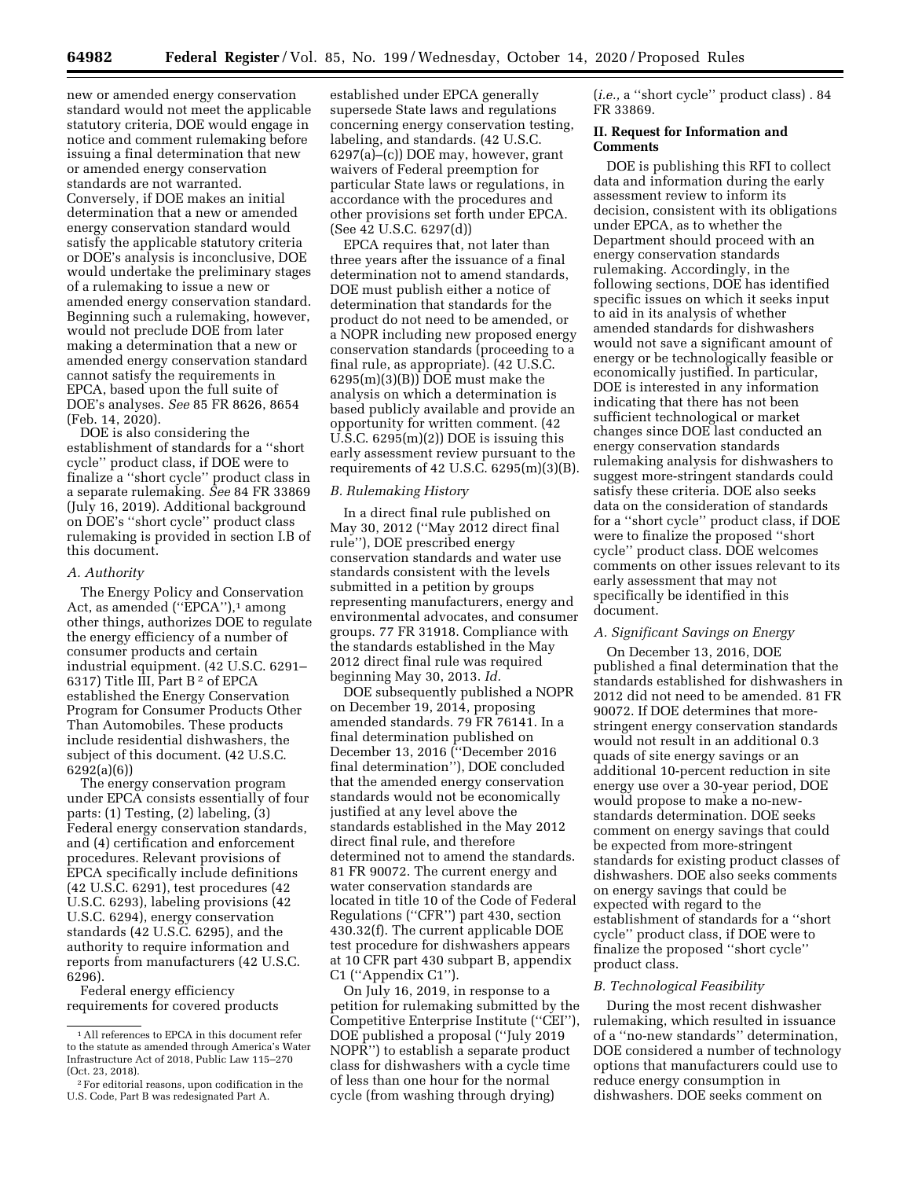new or amended energy conservation standard would not meet the applicable statutory criteria, DOE would engage in notice and comment rulemaking before issuing a final determination that new or amended energy conservation standards are not warranted. Conversely, if DOE makes an initial determination that a new or amended energy conservation standard would satisfy the applicable statutory criteria or DOE's analysis is inconclusive, DOE would undertake the preliminary stages of a rulemaking to issue a new or amended energy conservation standard. Beginning such a rulemaking, however, would not preclude DOE from later making a determination that a new or amended energy conservation standard cannot satisfy the requirements in EPCA, based upon the full suite of DOE's analyses. *See* 85 FR 8626, 8654 (Feb. 14, 2020).

DOE is also considering the establishment of standards for a ''short cycle'' product class, if DOE were to finalize a ''short cycle'' product class in a separate rulemaking. *See* 84 FR 33869 (July 16, 2019). Additional background on DOE's ''short cycle'' product class rulemaking is provided in section I.B of this document.

### *A. Authority*

The Energy Policy and Conservation Act, as amended (''EPCA''),[1] among other things, authorizes DOE to regulate the energy efficiency of a number of consumer products and certain industrial equipment. (42 U.S.C. 6291–6317) Title III, Part B [2] of EPCA established the Energy Conservation Program for Consumer Products Other Than Automobiles. These products include residential dishwashers, the subject of this document. (42 U.S.C. 6292(a)(6))

The energy conservation program under EPCA consists essentially of four parts: (1) Testing, (2) labeling, (3) Federal energy conservation standards, and (4) certification and enforcement procedures. Relevant provisions of EPCA specifically include definitions (42 U.S.C. 6291), test procedures (42 U.S.C. 6293), labeling provisions (42 U.S.C. 6294), energy conservation standards (42 U.S.C. 6295), and the authority to require information and reports from manufacturers (42 U.S.C. 6296).

Federal energy efficiency requirements for covered products established under EPCA generally supersede State laws and regulations concerning energy conservation testing, labeling, and standards. (42 U.S.C. 6297(a)–(c)) DOE may, however, grant waivers of Federal preemption for particular State laws or regulations, in accordance with the procedures and other provisions set forth under EPCA. (See 42 U.S.C. 6297(d))

EPCA requires that, not later than three years after the issuance of a final determination not to amend standards, DOE must publish either a notice of determination that standards for the product do not need to be amended, or a NOPR including new proposed energy conservation standards (proceeding to a final rule, as appropriate). (42 U.S.C. 6295(m)(3)(B)) DOE must make the analysis on which a determination is based publicly available and provide an opportunity for written comment. (42 U.S.C. 6295(m)(2)) DOE is issuing this early assessment review pursuant to the requirements of 42 U.S.C. 6295(m)(3)(B).

### *B. Rulemaking History*

In a direct final rule published on May 30, 2012 (''May 2012 direct final rule''), DOE prescribed energy conservation standards and water use standards consistent with the levels submitted in a petition by groups representing manufacturers, energy and environmental advocates, and consumer groups. 77 FR 31918. Compliance with the standards established in the May 2012 direct final rule was required beginning May 30, 2013. *Id.*

DOE subsequently published a NOPR on December 19, 2014, proposing amended standards. 79 FR 76141. In a final determination published on December 13, 2016 (''December 2016 final determination''), DOE concluded that the amended energy conservation standards would not be economically justified at any level above the standards established in the May 2012 direct final rule, and therefore determined not to amend the standards. 81 FR 90072. The current energy and water conservation standards are located in title 10 of the Code of Federal Regulations (''CFR'') part 430, section 430.32(f). The current applicable DOE test procedure for dishwashers appears at 10 CFR part 430 subpart B, appendix C1 (''Appendix C1'').

On July 16, 2019, in response to a petition for rulemaking submitted by the Competitive Enterprise Institute (''CEI''), DOE published a proposal (''July 2019 NOPR'') to establish a separate product class for dishwashers with a cycle time of less than one hour for the normal cycle (from washing through drying) (*i.e.,* a ''short cycle'' product class) . 84 FR 33869.

## II. Request for Information and Comments

DOE is publishing this RFI to collect data and information during the early assessment review to inform its decision, consistent with its obligations under EPCA, as to whether the Department should proceed with an energy conservation standards rulemaking. Accordingly, in the following sections, DOE has identified specific issues on which it seeks input to aid in its analysis of whether amended standards for dishwashers would not save a significant amount of energy or be technologically feasible or economically justified. In particular, DOE is interested in any information indicating that there has not been sufficient technological or market changes since DOE last conducted an energy conservation standards rulemaking analysis for dishwashers to suggest more-stringent standards could satisfy these criteria. DOE also seeks data on the consideration of standards for a ''short cycle'' product class, if DOE were to finalize the proposed ''short cycle'' product class. DOE welcomes comments on other issues relevant to its early assessment that may not specifically be identified in this document.

### *A. Significant Savings on Energy*

On December 13, 2016, DOE published a final determination that the standards established for dishwashers in 2012 did not need to be amended. 81 FR 90072. If DOE determines that more-stringent energy conservation standards would not result in an additional 0.3 quads of site energy savings or an additional 10-percent reduction in site energy use over a 30-year period, DOE would propose to make a no-new-standards determination. DOE seeks comment on energy savings that could be expected from more-stringent standards for existing product classes of dishwashers. DOE also seeks comments on energy savings that could be expected with regard to the establishment of standards for a ''short cycle'' product class, if DOE were to finalize the proposed ''short cycle'' product class.

### *B. Technological Feasibility*

During the most recent dishwasher rulemaking, which resulted in issuance of a ''no-new standards'' determination, DOE considered a number of technology options that manufacturers could use to reduce energy consumption in dishwashers. DOE seeks comment on

[1] All references to EPCA in this document refer to the statute as amended through America's Water Infrastructure Act of 2018, Public Law 115–270 (Oct. 23, 2018).

[2] For editorial reasons, upon codification in the U.S. Code, Part B was redesignated Part A.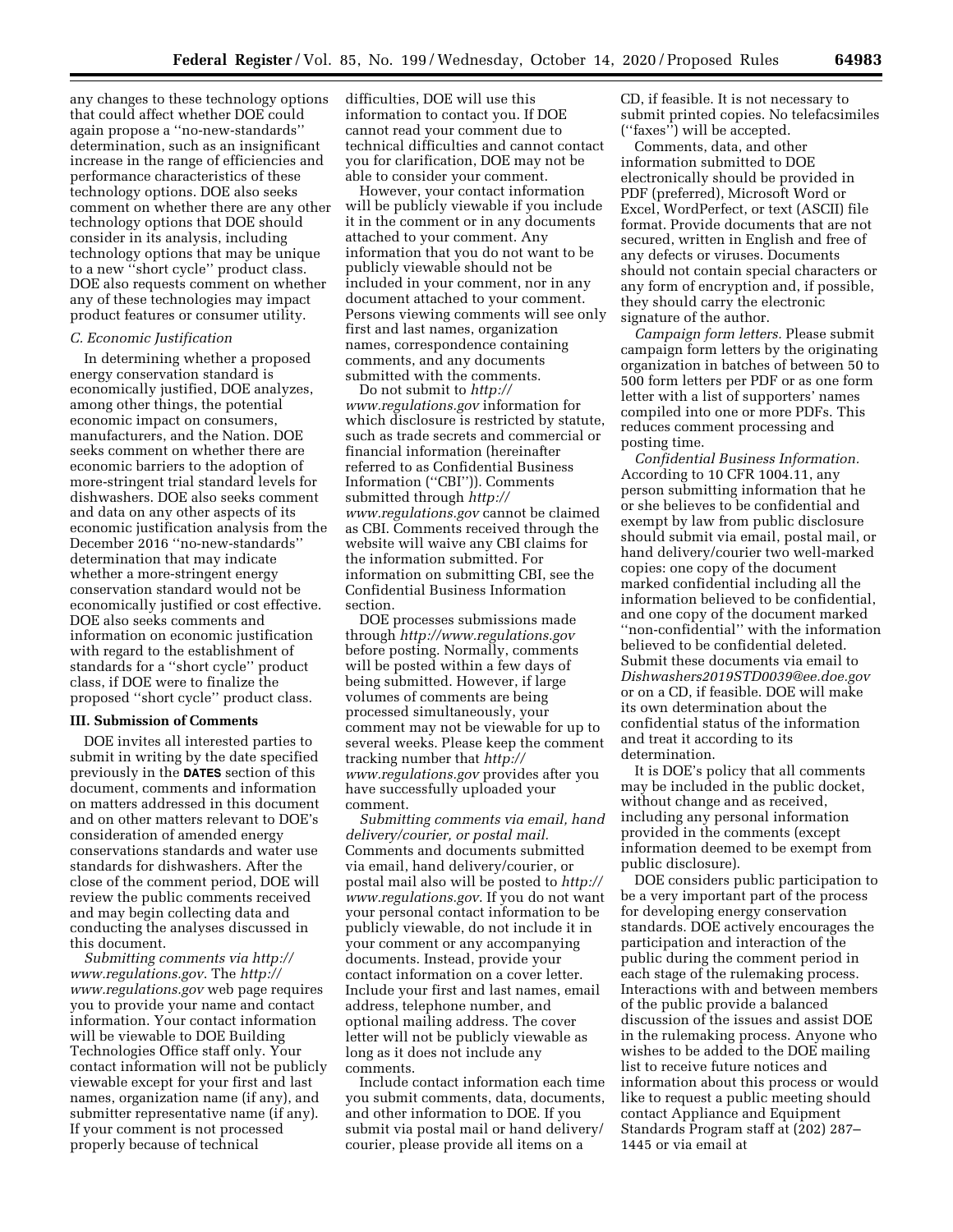any changes to these technology options that could affect whether DOE could again propose a ''no-new-standards'' determination, such as an insignificant increase in the range of efficiencies and performance characteristics of these technology options. DOE also seeks comment on whether there are any other technology options that DOE should consider in its analysis, including technology options that may be unique to a new ''short cycle'' product class. DOE also requests comment on whether any of these technologies may impact product features or consumer utility.

### C. Economic Justification

In determining whether a proposed energy conservation standard is economically justified, DOE analyzes, among other things, the potential economic impact on consumers, manufacturers, and the Nation. DOE seeks comment on whether there are economic barriers to the adoption of more-stringent trial standard levels for dishwashers. DOE also seeks comment and data on any other aspects of its economic justification analysis from the December 2016 ''no-new-standards'' determination that may indicate whether a more-stringent energy conservation standard would not be economically justified or cost effective. DOE also seeks comments and information on economic justification with regard to the establishment of standards for a ''short cycle'' product class, if DOE were to finalize the proposed ''short cycle'' product class.

## III. Submission of Comments

DOE invites all interested parties to submit in writing by the date specified previously in the **DATES** section of this document, comments and information on matters addressed in this document and on other matters relevant to DOE's consideration of amended energy conservations standards and water use standards for dishwashers. After the close of the comment period, DOE will review the public comments received and may begin collecting data and conducting the analyses discussed in this document.

*Submitting comments via http://www.regulations.gov*. The *http://www.regulations.gov* web page requires you to provide your name and contact information. Your contact information will be viewable to DOE Building Technologies Office staff only. Your contact information will not be publicly viewable except for your first and last names, organization name (if any), and submitter representative name (if any). If your comment is not processed properly because of technical difficulties, DOE will use this information to contact you. If DOE cannot read your comment due to technical difficulties and cannot contact you for clarification, DOE may not be able to consider your comment.

However, your contact information will be publicly viewable if you include it in the comment or in any documents attached to your comment. Any information that you do not want to be publicly viewable should not be included in your comment, nor in any document attached to your comment. Persons viewing comments will see only first and last names, organization names, correspondence containing comments, and any documents submitted with the comments.

Do not submit to *http://www.regulations.gov* information for which disclosure is restricted by statute, such as trade secrets and commercial or financial information (hereinafter referred to as Confidential Business Information (''CBI'')). Comments submitted through *http://www.regulations.gov* cannot be claimed as CBI. Comments received through the website will waive any CBI claims for the information submitted. For information on submitting CBI, see the Confidential Business Information section.

DOE processes submissions made through *http://www.regulations.gov* before posting. Normally, comments will be posted within a few days of being submitted. However, if large volumes of comments are being processed simultaneously, your comment may not be viewable for up to several weeks. Please keep the comment tracking number that *http://www.regulations.gov* provides after you have successfully uploaded your comment.

*Submitting comments via email, hand delivery/courier, or postal mail.* Comments and documents submitted via email, hand delivery/courier, or postal mail also will be posted to *http://www.regulations.gov*. If you do not want your personal contact information to be publicly viewable, do not include it in your comment or any accompanying documents. Instead, provide your contact information on a cover letter. Include your first and last names, email address, telephone number, and optional mailing address. The cover letter will not be publicly viewable as long as it does not include any comments.

Include contact information each time you submit comments, data, documents, and other information to DOE. If you submit via postal mail or hand delivery/courier, please provide all items on a CD, if feasible. It is not necessary to submit printed copies. No telefacsimiles (''faxes'') will be accepted.

Comments, data, and other information submitted to DOE electronically should be provided in PDF (preferred), Microsoft Word or Excel, WordPerfect, or text (ASCII) file format. Provide documents that are not secured, written in English and free of any defects or viruses. Documents should not contain special characters or any form of encryption and, if possible, they should carry the electronic signature of the author.

*Campaign form letters.* Please submit campaign form letters by the originating organization in batches of between 50 to 500 form letters per PDF or as one form letter with a list of supporters' names compiled into one or more PDFs. This reduces comment processing and posting time.

*Confidential Business Information.* According to 10 CFR 1004.11, any person submitting information that he or she believes to be confidential and exempt by law from public disclosure should submit via email, postal mail, or hand delivery/courier two well-marked copies: one copy of the document marked confidential including all the information believed to be confidential, and one copy of the document marked ''non-confidential'' with the information believed to be confidential deleted. Submit these documents via email to *Dishwashers2019STD0039@ee.doe.gov* or on a CD, if feasible. DOE will make its own determination about the confidential status of the information and treat it according to its determination.

It is DOE's policy that all comments may be included in the public docket, without change and as received, including any personal information provided in the comments (except information deemed to be exempt from public disclosure).

DOE considers public participation to be a very important part of the process for developing energy conservation standards. DOE actively encourages the participation and interaction of the public during the comment period in each stage of the rulemaking process. Interactions with and between members of the public provide a balanced discussion of the issues and assist DOE in the rulemaking process. Anyone who wishes to be added to the DOE mailing list to receive future notices and information about this process or would like to request a public meeting should contact Appliance and Equipment Standards Program staff at (202) 287–1445 or via email at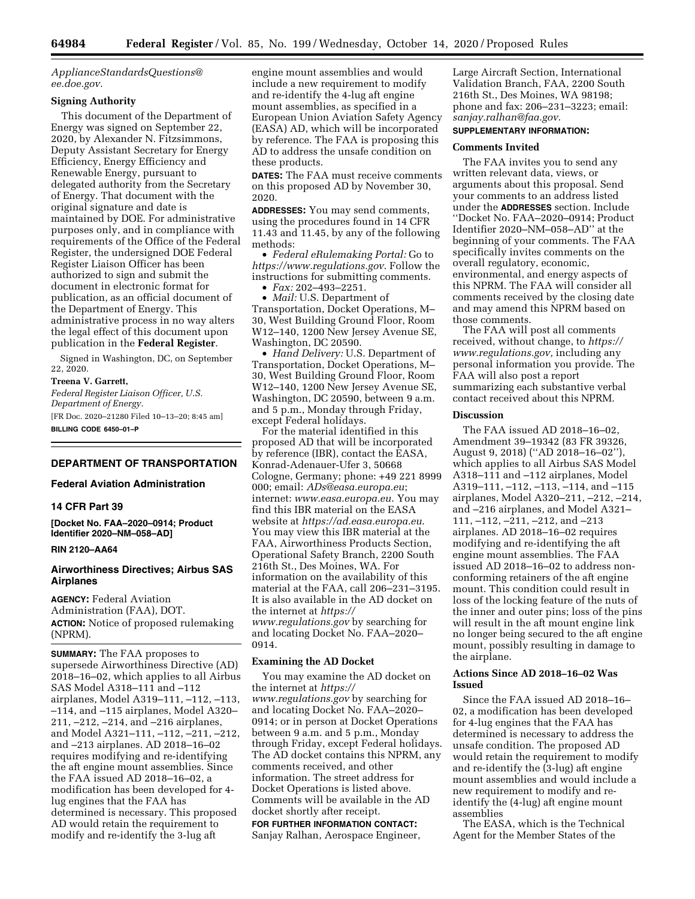*ApplianceStandardsQuestions@ee.doe.gov*.

**Signing Authority**

This document of the Department of Energy was signed on September 22, 2020, by Alexander N. Fitzsimmons, Deputy Assistant Secretary for Energy Efficiency, Energy Efficiency and Renewable Energy, pursuant to delegated authority from the Secretary of Energy. That document with the original signature and date is maintained by DOE. For administrative purposes only, and in compliance with requirements of the Office of the Federal Register, the undersigned DOE Federal Register Liaison Officer has been authorized to sign and submit the document in electronic format for publication, as an official document of the Department of Energy. This administrative process in no way alters the legal effect of this document upon publication in the **Federal Register**.

Signed in Washington, DC, on September 22, 2020.

**Treena V. Garrett,**

*Federal Register Liaison Officer, U.S. Department of Energy.*

[FR Doc. 2020–21280 Filed 10–13–20; 8:45 am]

**BILLING CODE 6450–01–P**

---

## DEPARTMENT OF TRANSPORTATION

### Federal Aviation Administration

### 14 CFR Part 39

**[Docket No. FAA–2020–0914; Product Identifier 2020–NM–058–AD]**

**RIN 2120–AA64**

## Airworthiness Directives; Airbus SAS Airplanes

**AGENCY:** Federal Aviation Administration (FAA), DOT.

**ACTION:** Notice of proposed rulemaking (NPRM).

**SUMMARY:** The FAA proposes to supersede Airworthiness Directive (AD) 2018–16–02, which applies to all Airbus SAS Model A318–111 and –112 airplanes, Model A319–111, –112, –113, –114, and –115 airplanes, Model A320–211, –212, –214, and –216 airplanes, and Model A321–111, –112, –211, –212, and –213 airplanes. AD 2018–16–02 requires modifying and re-identifying the aft engine mount assemblies. Since the FAA issued AD 2018–16–02, a modification has been developed for 4-lug engines that the FAA has determined is necessary. This proposed AD would retain the requirement to modify and re-identify the 3-lug aft engine mount assemblies and would include a new requirement to modify and re-identify the 4-lug aft engine mount assemblies, as specified in a European Union Aviation Safety Agency (EASA) AD, which will be incorporated by reference. The FAA is proposing this AD to address the unsafe condition on these products.

**DATES:** The FAA must receive comments on this proposed AD by November 30, 2020.

**ADDRESSES:** You may send comments, using the procedures found in 14 CFR 11.43 and 11.45, by any of the following methods:

- *Federal eRulemaking Portal:* Go to *https://www.regulations.gov*. Follow the instructions for submitting comments.
- *Fax:* 202–493–2251.
- *Mail:* U.S. Department of Transportation, Docket Operations, M–30, West Building Ground Floor, Room W12–140, 1200 New Jersey Avenue SE, Washington, DC 20590.
- *Hand Delivery:* U.S. Department of Transportation, Docket Operations, M–30, West Building Ground Floor, Room W12–140, 1200 New Jersey Avenue SE, Washington, DC 20590, between 9 a.m. and 5 p.m., Monday through Friday, except Federal holidays.

For the material identified in this proposed AD that will be incorporated by reference (IBR), contact the EASA, Konrad-Adenauer-Ufer 3, 50668 Cologne, Germany; phone: +49 221 8999 000; email: *ADs@easa.europa.eu*; internet: *www.easa.europa.eu*. You may find this IBR material on the EASA website at *https://ad.easa.europa.eu*. You may view this IBR material at the FAA, Airworthiness Products Section, Operational Safety Branch, 2200 South 216th St., Des Moines, WA. For information on the availability of this material at the FAA, call 206–231–3195. It is also available in the AD docket on the internet at *https://www.regulations.gov* by searching for and locating Docket No. FAA–2020–0914.

**Examining the AD Docket**

You may examine the AD docket on the internet at *https://www.regulations.gov* by searching for and locating Docket No. FAA–2020–0914; or in person at Docket Operations between 9 a.m. and 5 p.m., Monday through Friday, except Federal holidays. The AD docket contains this NPRM, any comments received, and other information. The street address for Docket Operations is listed above. Comments will be available in the AD docket shortly after receipt.

**FOR FURTHER INFORMATION CONTACT:** Sanjay Ralhan, Aerospace Engineer, Large Aircraft Section, International Validation Branch, FAA, 2200 South 216th St., Des Moines, WA 98198; phone and fax: 206–231–3223; email: *sanjay.ralhan@faa.gov*.

**SUPPLEMENTARY INFORMATION:**

**Comments Invited**

The FAA invites you to send any written relevant data, views, or arguments about this proposal. Send your comments to an address listed under the **ADDRESSES** section. Include "Docket No. FAA–2020–0914; Product Identifier 2020–NM–058–AD" at the beginning of your comments. The FAA specifically invites comments on the overall regulatory, economic, environmental, and energy aspects of this NPRM. The FAA will consider all comments received by the closing date and may amend this NPRM based on those comments.

The FAA will post all comments received, without change, to *https://www.regulations.gov,* including any personal information you provide. The FAA will also post a report summarizing each substantive verbal contact received about this NPRM.

**Discussion**

The FAA issued AD 2018–16–02, Amendment 39–19342 (83 FR 39326, August 9, 2018) ("AD 2018–16–02"), which applies to all Airbus SAS Model A318–111 and –112 airplanes, Model A319–111, –112, –113, –114, and –115 airplanes, Model A320–211, –212, –214, and –216 airplanes, and Model A321–111, –112, –211, –212, and –213 airplanes. AD 2018–16–02 requires modifying and re-identifying the aft engine mount assemblies. The FAA issued AD 2018–16–02 to address non-conforming retainers of the aft engine mount. This condition could result in loss of the locking feature of the nuts of the inner and outer pins; loss of the pins will result in the aft mount engine link no longer being secured to the aft engine mount, possibly resulting in damage to the airplane.

**Actions Since AD 2018–16–02 Was Issued**

Since the FAA issued AD 2018–16–02, a modification has been developed for 4-lug engines that the FAA has determined is necessary to address the unsafe condition. The proposed AD would retain the requirement to modify and re-identify the (3-lug) aft engine mount assemblies and would include a new requirement to modify and re-identify the (4-lug) aft engine mount assemblies

The EASA, which is the Technical Agent for the Member States of the